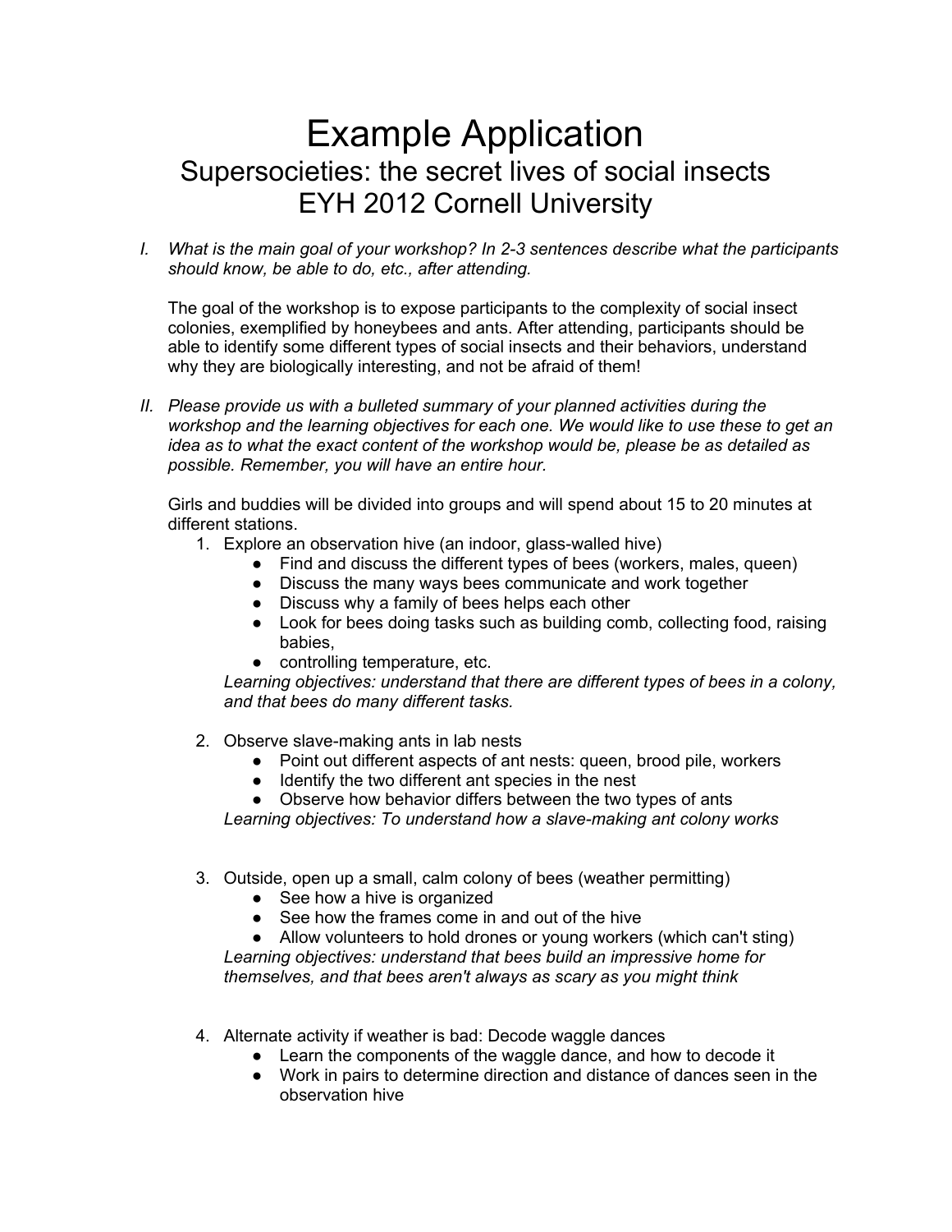# Example Application

## Supersocieties: the secret lives of social insects

## EYH 2012 Cornell University

I. *What is the main goal of your workshop? In 2-3 sentences describe what the participants should know, be able to do, etc., after attending.*

The goal of the workshop is to expose participants to the complexity of social insect colonies, exemplified by honeybees and ants. After attending, participants should be able to identify some different types of social insects and their behaviors, understand why they are biologically interesting, and not be afraid of them!

II. *Please provide us with a bulleted summary of your planned activities during the workshop and the learning objectives for each one. We would like to use these to get an idea as to what the exact content of the workshop would be, please be as detailed as possible. Remember, you will have an entire hour.*

Girls and buddies will be divided into groups and will spend about 15 to 20 minutes at different stations.

1. Explore an observation hive (an indoor, glass-walled hive)
   - Find and discuss the different types of bees (workers, males, queen)
   - Discuss the many ways bees communicate and work together
   - Discuss why a family of bees helps each other
   - Look for bees doing tasks such as building comb, collecting food, raising babies,
   - controlling temperature, etc.

   *Learning objectives: understand that there are different types of bees in a colony, and that bees do many different tasks.*

2. Observe slave-making ants in lab nests
   - Point out different aspects of ant nests: queen, brood pile, workers
   - Identify the two different ant species in the nest
   - Observe how behavior differs between the two types of ants

   *Learning objectives: To understand how a slave-making ant colony works*

3. Outside, open up a small, calm colony of bees (weather permitting)
   - See how a hive is organized
   - See how the frames come in and out of the hive
   - Allow volunteers to hold drones or young workers (which can't sting)

   *Learning objectives: understand that bees build an impressive home for themselves, and that bees aren't always as scary as you might think*

4. Alternate activity if weather is bad: Decode waggle dances
   - Learn the components of the waggle dance, and how to decode it
   - Work in pairs to determine direction and distance of dances seen in the observation hive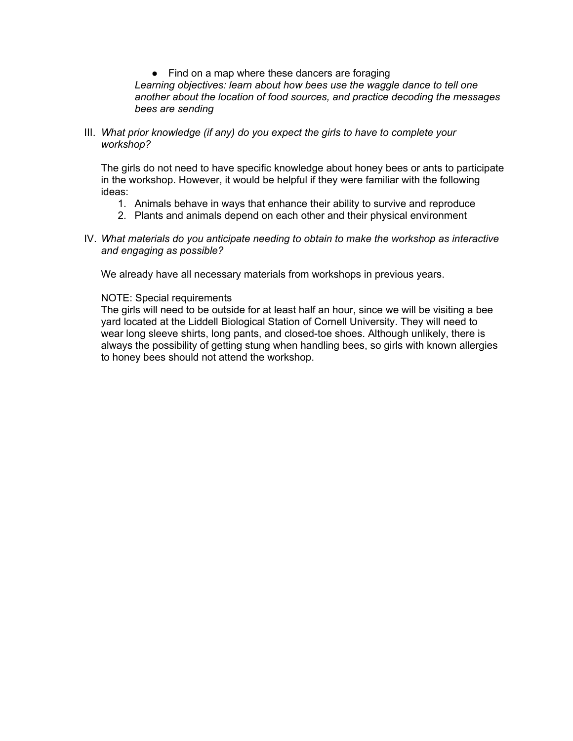- Find on a map where these dancers are foraging

*Learning objectives: learn about how bees use the waggle dance to tell one another about the location of food sources, and practice decoding the messages bees are sending*

III. *What prior knowledge (if any) do you expect the girls to have to complete your workshop?*

The girls do not need to have specific knowledge about honey bees or ants to participate in the workshop. However, it would be helpful if they were familiar with the following ideas:

1. Animals behave in ways that enhance their ability to survive and reproduce
2. Plants and animals depend on each other and their physical environment

IV. *What materials do you anticipate needing to obtain to make the workshop as interactive and engaging as possible?*

We already have all necessary materials from workshops in previous years.

NOTE: Special requirements
The girls will need to be outside for at least half an hour, since we will be visiting a bee yard located at the Liddell Biological Station of Cornell University. They will need to wear long sleeve shirts, long pants, and closed-toe shoes. Although unlikely, there is always the possibility of getting stung when handling bees, so girls with known allergies to honey bees should not attend the workshop.